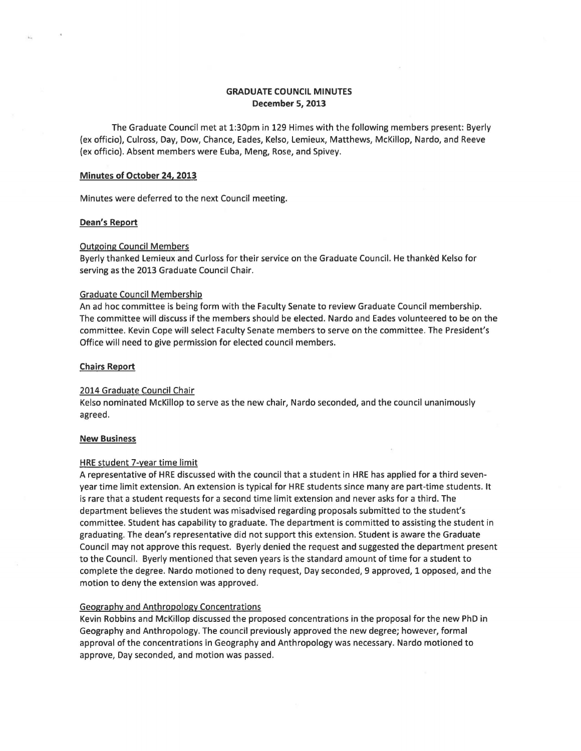# GRADUATE COUNCIL MINUTES
## December 5, 2013

The Graduate Council met at 1:30pm in 129 Himes with the following members present: Byerly (ex officio), Culross, Day, Dow, Chance, Eades, Kelso, Lemieux, Matthews, McKillop, Nardo, and Reeve (ex officio). Absent members were Euba, Meng, Rose, and Spivey.

### Minutes of October 24, 2013

Minutes were deferred to the next Council meeting.

### Dean's Report

#### Outgoing Council Members

Byerly thanked Lemieux and Curloss for their service on the Graduate Council. He thanked Kelso for serving as the 2013 Graduate Council Chair.

#### Graduate Council Membership

An ad hoc committee is being form with the Faculty Senate to review Graduate Council membership. The committee will discuss if the members should be elected. Nardo and Eades volunteered to be on the committee. Kevin Cope will select Faculty Senate members to serve on the committee. The President's Office will need to give permission for elected council members.

### Chairs Report

#### 2014 Graduate Council Chair

Kelso nominated McKillop to serve as the new chair, Nardo seconded, and the council unanimously agreed.

### New Business

#### HRE student 7-year time limit

A representative of HRE discussed with the council that a student in HRE has applied for a third seven-year time limit extension. An extension is typical for HRE students since many are part-time students. It is rare that a student requests for a second time limit extension and never asks for a third. The department believes the student was misadvised regarding proposals submitted to the student's committee. Student has capability to graduate. The department is committed to assisting the student in graduating. The dean's representative did not support this extension. Student is aware the Graduate Council may not approve this request. Byerly denied the request and suggested the department present to the Council. Byerly mentioned that seven years is the standard amount of time for a student to complete the degree. Nardo motioned to deny request, Day seconded, 9 approved, 1 opposed, and the motion to deny the extension was approved.

#### Geography and Anthropology Concentrations

Kevin Robbins and McKillop discussed the proposed concentrations in the proposal for the new PhD in Geography and Anthropology. The council previously approved the new degree; however, formal approval of the concentrations in Geography and Anthropology was necessary. Nardo motioned to approve, Day seconded, and motion was passed.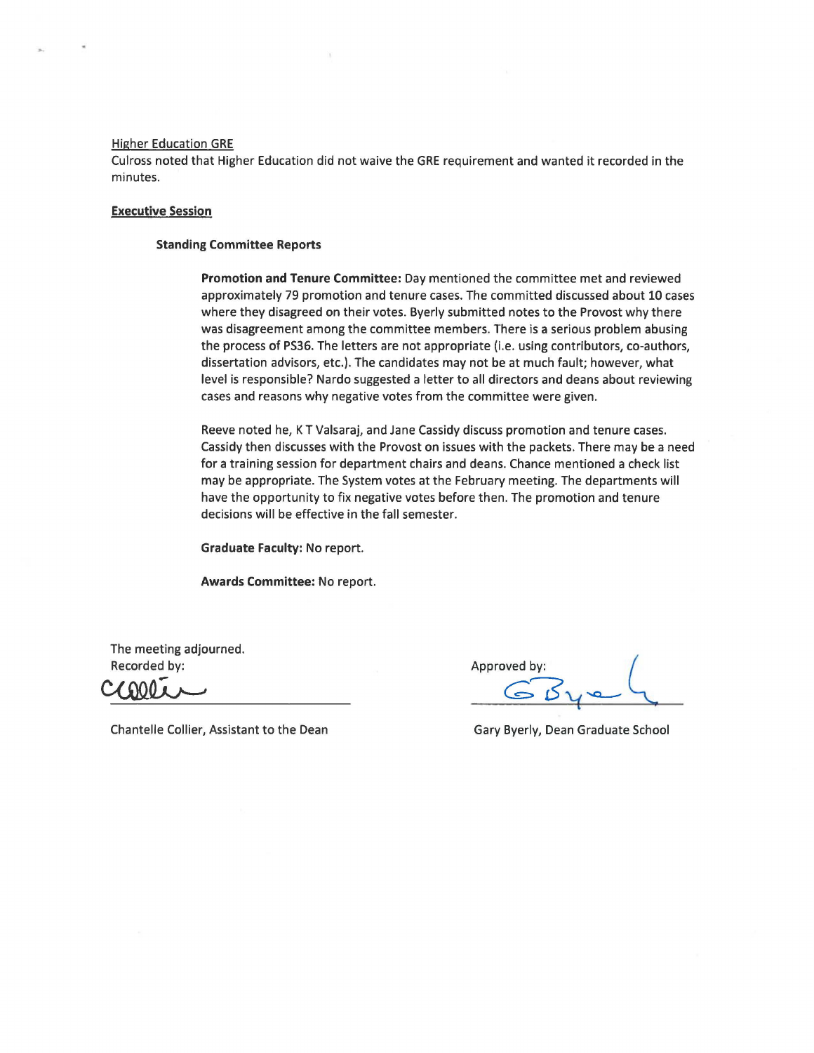Higher Education GRE

Culross noted that Higher Education did not waive the GRE requirement and wanted it recorded in the minutes.

**Executive Session**

**Standing Committee Reports**

**Promotion and Tenure Committee:** Day mentioned the committee met and reviewed approximately 79 promotion and tenure cases. The committed discussed about 10 cases where they disagreed on their votes. Byerly submitted notes to the Provost why there was disagreement among the committee members. There is a serious problem abusing the process of PS36. The letters are not appropriate (i.e. using contributors, co-authors, dissertation advisors, etc.). The candidates may not be at much fault; however, what level is responsible? Nardo suggested a letter to all directors and deans about reviewing cases and reasons why negative votes from the committee were given.

Reeve noted he, K T Valsaraj, and Jane Cassidy discuss promotion and tenure cases. Cassidy then discusses with the Provost on issues with the packets. There may be a need for a training session for department chairs and deans. Chance mentioned a check list may be appropriate. The System votes at the February meeting. The departments will have the opportunity to fix negative votes before then. The promotion and tenure decisions will be effective in the fall semester.

**Graduate Faculty:** No report.

**Awards Committee:** No report.

The meeting adjourned.

Recorded by:

Chantelle Collier, Assistant to the Dean

Approved by:

Gary Byerly, Dean Graduate School